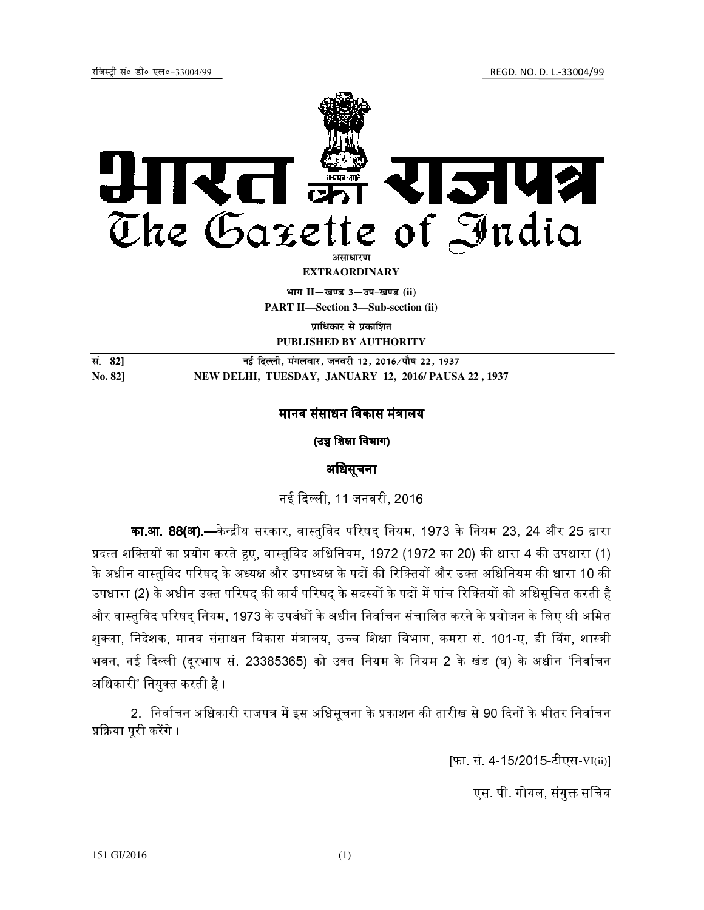रजिस्ट्री सं० डी० एल०-33004/99 REGD. NO. D. L.-33004/99

# भारत का राजपत्र
# The Gazette of India

असाधारण
**EXTRAORDINARY**

भाग II—खण्ड 3—उप-खण्ड (ii)
**PART II—Section 3—Sub-section (ii)**

प्राधिकार से प्रकाशित
**PUBLISHED BY AUTHORITY**

| सं. 82] | नई दिल्ली, मंगलवार, जनवरी 12, 2016/पौष 22, 1937 |
|---|---|
| **No. 82]** | **NEW DELHI, TUESDAY, JANUARY 12, 2016/ PAUSA 22, 1937** |

## मानव संसाधन विकास मंत्रालय

### (उच्च शिक्षा विभाग)

### अधिसूचना

नई दिल्ली, 11 जनवरी, 2016

**का.आ. 88(अ).**—केन्द्रीय सरकार, वास्तुविद परिषद् नियम, 1973 के नियम 23, 24 और 25 द्वारा प्रदत्त शक्तियों का प्रयोग करते हुए, वास्तुविद अधिनियम, 1972 (1972 का 20) की धारा 4 की उपधारा (1) के अधीन वास्तुविद परिषद् के अध्यक्ष और उपाध्यक्ष के पदों की रिक्तियों और उक्त अधिनियम की धारा 10 की उपधारा (2) के अधीन उक्त परिषद् की कार्य परिषद् के सदस्यों के पदों में पांच रिक्तियों को अधिसूचित करती है और वास्तुविद परिषद् नियम, 1973 के उपबंधों के अधीन निर्वाचन संचालित करने के प्रयोजन के लिए श्री अमित शुक्ला, निदेशक, मानव संसाधन विकास मंत्रालय, उच्च शिक्षा विभाग, कमरा सं. 101-ए, डी विंग, शास्त्री भवन, नई दिल्ली (दूरभाष सं. 23385365) को उक्त नियम के नियम 2 के खंड (घ) के अधीन 'निर्वाचन अधिकारी' नियुक्त करती है।

2. निर्वाचन अधिकारी राजपत्र में इस अधिसूचना के प्रकाशन की तारीख से 90 दिनों के भीतर निर्वाचन प्रक्रिया पूरी करेंगे।

[फा. सं. 4-15/2015-टीएस-VI(ii)]

एस. पी. गोयल, संयुक्त सचिव

151 GI/2016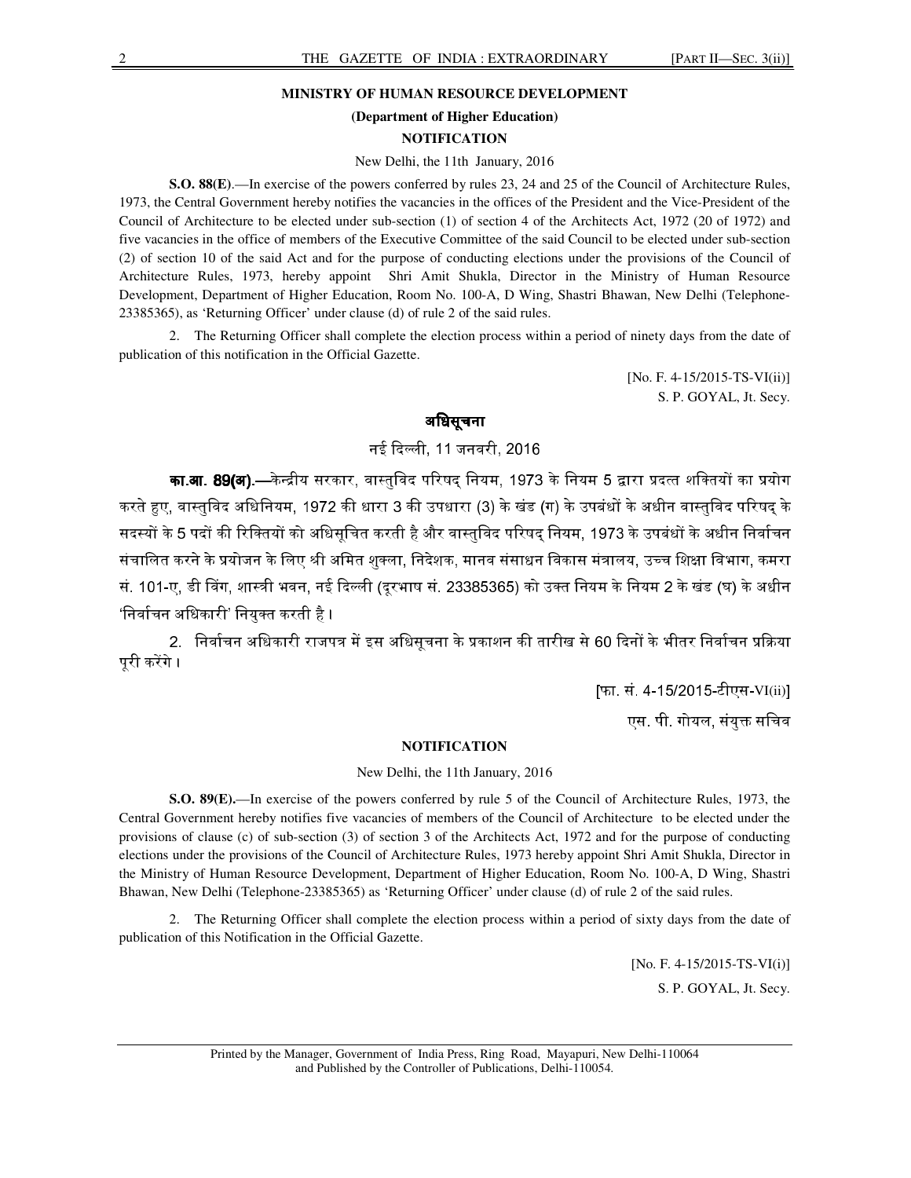**MINISTRY OF HUMAN RESOURCE DEVELOPMENT**

**(Department of Higher Education)**

**NOTIFICATION**

New Delhi, the 11th January, 2016

**S.O. 88(E)**.—In exercise of the powers conferred by rules 23, 24 and 25 of the Council of Architecture Rules, 1973, the Central Government hereby notifies the vacancies in the offices of the President and the Vice-President of the Council of Architecture to be elected under sub-section (1) of section 4 of the Architects Act, 1972 (20 of 1972) and five vacancies in the office of members of the Executive Committee of the said Council to be elected under sub-section (2) of section 10 of the said Act and for the purpose of conducting elections under the provisions of the Council of Architecture Rules, 1973, hereby appoint Shri Amit Shukla, Director in the Ministry of Human Resource Development, Department of Higher Education, Room No. 100-A, D Wing, Shastri Bhawan, New Delhi (Telephone-23385365), as 'Returning Officer' under clause (d) of rule 2 of the said rules.

2. The Returning Officer shall complete the election process within a period of ninety days from the date of publication of this notification in the Official Gazette.

[No. F. 4-15/2015-TS-VI(ii)]

S. P. GOYAL, Jt. Secy.

**अधिसूचना**

नई दिल्ली, 11 जनवरी, 2016

**का.आ. 89(अ).**—केन्द्रीय सरकार, वास्तुविद परिषद् नियम, 1973 के नियम 5 द्वारा प्रदत्त शक्तियों का प्रयोग करते हुए, वास्तुविद अधिनियम, 1972 की धारा 3 की उपधारा (3) के खंड (ग) के उपबंधों के अधीन वास्तुविद परिषद् के सदस्यों के 5 पदों की रिक्तियों को अधिसूचित करती है और वास्तुविद परिषद् नियम, 1973 के उपबंधों के अधीन निर्वाचन संचालित करने के प्रयोजन के लिए श्री अमित शुक्ला, निदेशक, मानव संसाधन विकास मंत्रालय, उच्च शिक्षा विभाग, कमरा सं. 101-ए, डी विंग, शास्त्री भवन, नई दिल्ली (दूरभाष सं. 23385365) को उक्त नियम के नियम 2 के खंड (घ) के अधीन 'निर्वाचन अधिकारी' नियुक्त करती है।

2. निर्वाचन अधिकारी राजपत्र में इस अधिसूचना के प्रकाशन की तारीख से 60 दिनों के भीतर निर्वाचन प्रक्रिया पूरी करेंगे।

[फा. सं. 4-15/2015-टीएस-VI(ii)]

एस. पी. गोयल, संयुक्त सचिव

**NOTIFICATION**

New Delhi, the 11th January, 2016

**S.O. 89(E).**—In exercise of the powers conferred by rule 5 of the Council of Architecture Rules, 1973, the Central Government hereby notifies five vacancies of members of the Council of Architecture to be elected under the provisions of clause (c) of sub-section (3) of section 3 of the Architects Act, 1972 and for the purpose of conducting elections under the provisions of the Council of Architecture Rules, 1973 hereby appoint Shri Amit Shukla, Director in the Ministry of Human Resource Development, Department of Higher Education, Room No. 100-A, D Wing, Shastri Bhawan, New Delhi (Telephone-23385365) as 'Returning Officer' under clause (d) of rule 2 of the said rules.

2. The Returning Officer shall complete the election process within a period of sixty days from the date of publication of this Notification in the Official Gazette.

[No. F. 4-15/2015-TS-VI(i)]

S. P. GOYAL, Jt. Secy.

Printed by the Manager, Government of India Press, Ring Road, Mayapuri, New Delhi-110064 and Published by the Controller of Publications, Delhi-110054.